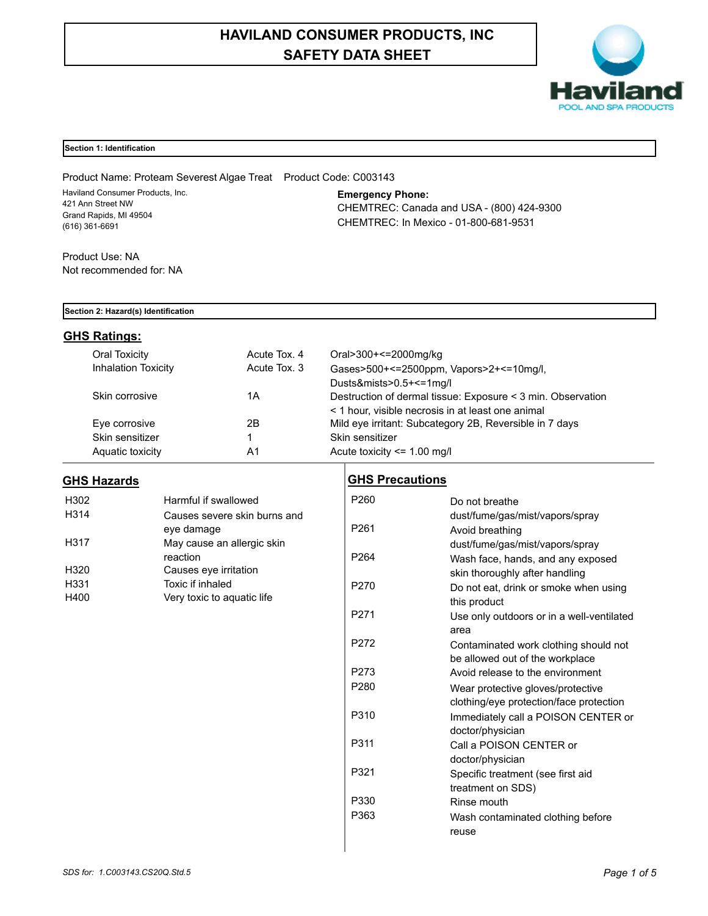# HAVILAND CONSUMER PRODUCTS, INC
# SAFETY DATA SHEET

Haviland
POOL AND SPA PRODUCTS

## Section 1: Identification

Product Name: Proteam Severest Algae Treat    Product Code: C003143

Haviland Consumer Products, Inc.
421 Ann Street NW
Grand Rapids, MI 49504
(616) 361-6691

**Emergency Phone:**
CHEMTREC: Canada and USA - (800) 424-9300
CHEMTREC: In Mexico - 01-800-681-9531

Product Use: NA
Not recommended for: NA

## Section 2: Hazard(s) Identification

### GHS Ratings:

| | | |
|---|---|---|
| Oral Toxicity | Acute Tox. 4 | Oral>300+<=2000mg/kg |
| Inhalation Toxicity | Acute Tox. 3 | Gases>500+<=2500ppm, Vapors>2+<=10mg/l, Dusts&mists>0.5+<=1mg/l |
| Skin corrosive | 1A | Destruction of dermal tissue: Exposure < 3 min. Observation < 1 hour, visible necrosis in at least one animal |
| Eye corrosive | 2B | Mild eye irritant: Subcategory 2B, Reversible in 7 days |
| Skin sensitizer | 1 | Skin sensitizer |
| Aquatic toxicity | A1 | Acute toxicity <= 1.00 mg/l |

### GHS Hazards

| | |
|---|---|
| H302 | Harmful if swallowed |
| H314 | Causes severe skin burns and eye damage |
| H317 | May cause an allergic skin reaction |
| H320 | Causes eye irritation |
| H331 | Toxic if inhaled |
| H400 | Very toxic to aquatic life |

### GHS Precautions

| | |
|---|---|
| P260 | Do not breathe dust/fume/gas/mist/vapors/spray |
| P261 | Avoid breathing dust/fume/gas/mist/vapors/spray |
| P264 | Wash face, hands, and any exposed skin thoroughly after handling |
| P270 | Do not eat, drink or smoke when using this product |
| P271 | Use only outdoors or in a well-ventilated area |
| P272 | Contaminated work clothing should not be allowed out of the workplace |
| P273 | Avoid release to the environment |
| P280 | Wear protective gloves/protective clothing/eye protection/face protection |
| P310 | Immediately call a POISON CENTER or doctor/physician |
| P311 | Call a POISON CENTER or doctor/physician |
| P321 | Specific treatment (see first aid treatment on SDS) |
| P330 | Rinse mouth |
| P363 | Wash contaminated clothing before reuse |

SDS for: 1.C003143.CS20Q.Std.5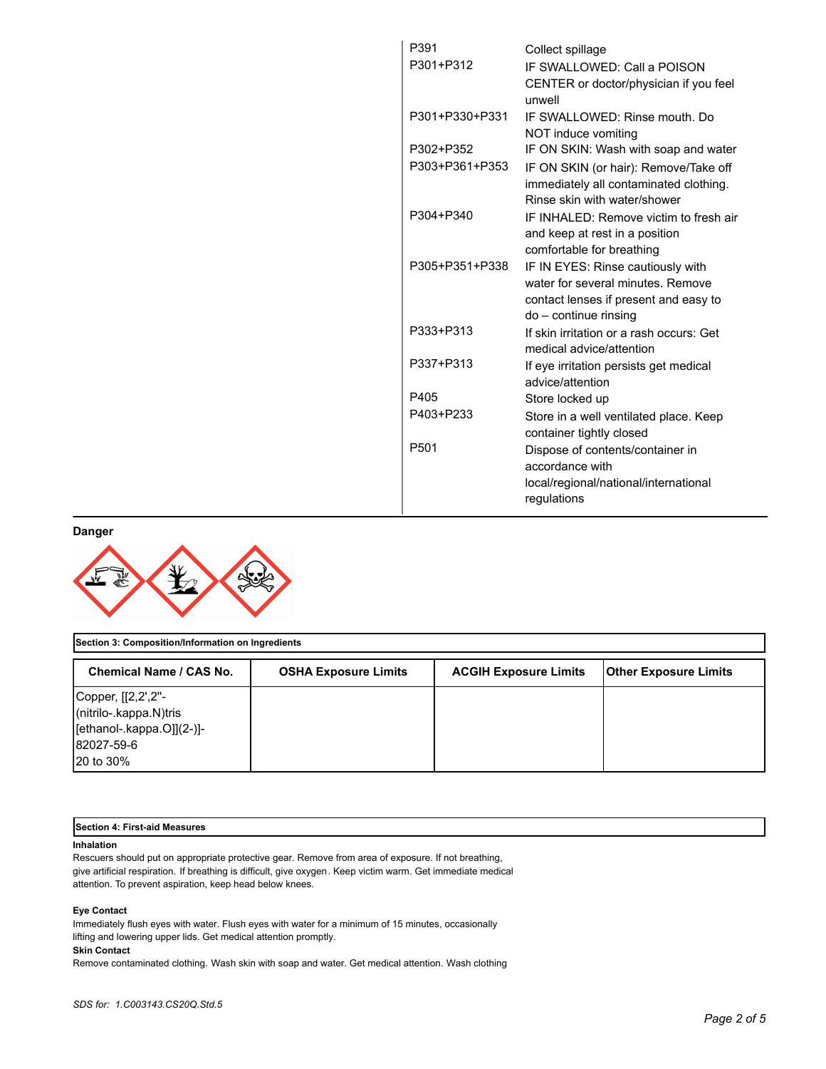| | |
|---|---|
| P391 | Collect spillage |
| P301+P312 | IF SWALLOWED: Call a POISON CENTER or doctor/physician if you feel unwell |
| P301+P330+P331 | IF SWALLOWED: Rinse mouth. Do NOT induce vomiting |
| P302+P352 | IF ON SKIN: Wash with soap and water |
| P303+P361+P353 | IF ON SKIN (or hair): Remove/Take off immediately all contaminated clothing. Rinse skin with water/shower |
| P304+P340 | IF INHALED: Remove victim to fresh air and keep at rest in a position comfortable for breathing |
| P305+P351+P338 | IF IN EYES: Rinse cautiously with water for several minutes. Remove contact lenses if present and easy to do – continue rinsing |
| P333+P313 | If skin irritation or a rash occurs: Get medical advice/attention |
| P337+P313 | If eye irritation persists get medical advice/attention |
| P405 | Store locked up |
| P403+P233 | Store in a well ventilated place. Keep container tightly closed |
| P501 | Dispose of contents/container in accordance with local/regional/national/international regulations |

**Danger**

## Section 3: Composition/Information on Ingredients

| Chemical Name / CAS No. | OSHA Exposure Limits | ACGIH Exposure Limits | Other Exposure Limits |
|---|---|---|---|
| Copper, [[2,2',2''-(nitrilo-.kappa.N)tris[ethanol-.kappa.O]](2-)]-<br>82027-59-6<br>20 to 30% | | | |

## Section 4: First-aid Measures

**Inhalation**

Rescuers should put on appropriate protective gear. Remove from area of exposure. If not breathing, give artificial respiration. If breathing is difficult, give oxygen. Keep victim warm. Get immediate medical attention. To prevent aspiration, keep head below knees.

**Eye Contact**

Immediately flush eyes with water. Flush eyes with water for a minimum of 15 minutes, occasionally lifting and lowering upper lids. Get medical attention promptly.

**Skin Contact**

Remove contaminated clothing. Wash skin with soap and water. Get medical attention. Wash clothing

*SDS for: 1.C003143.CS20Q.Std.5*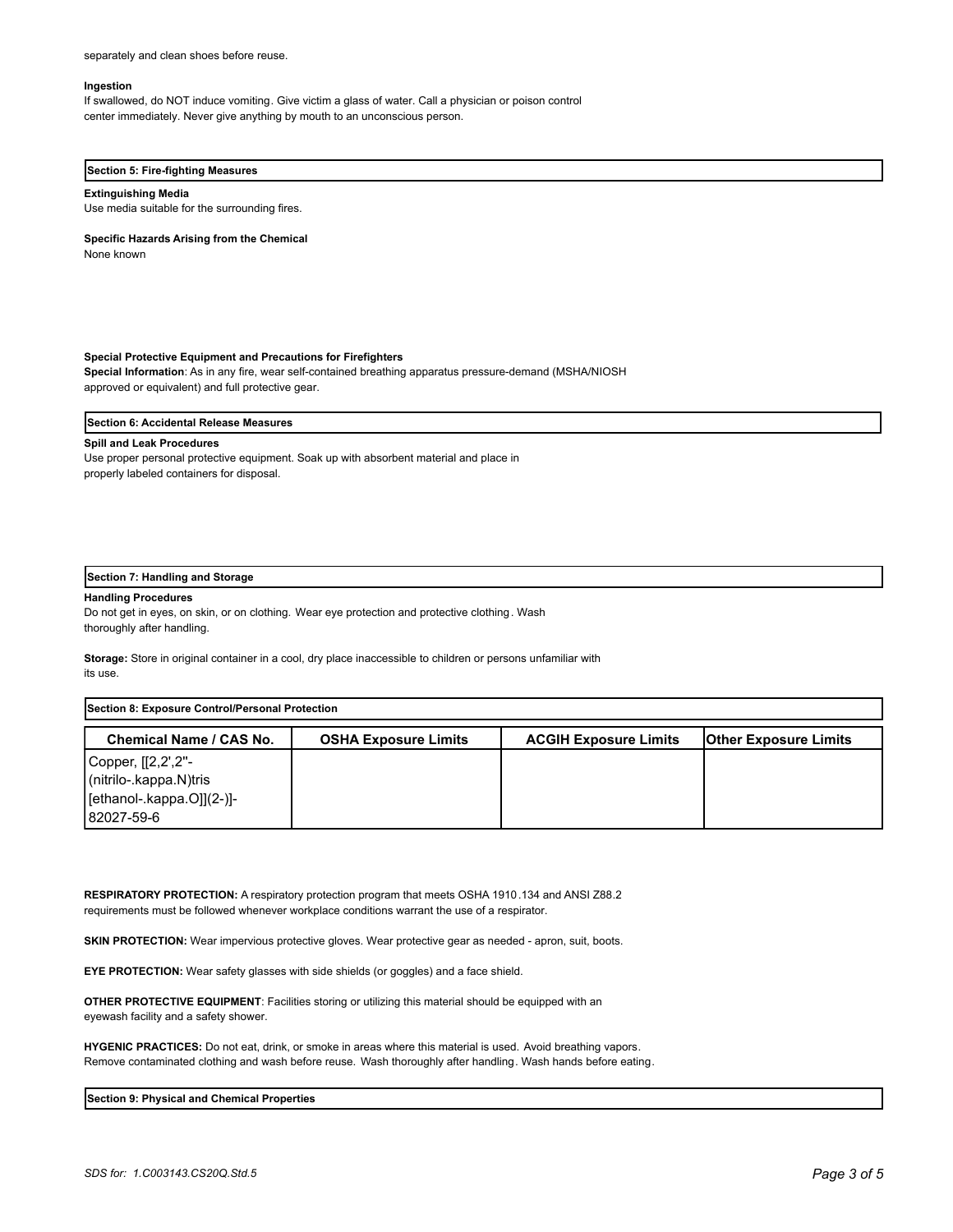separately and clean shoes before reuse.

**Ingestion**

If swallowed, do NOT induce vomiting. Give victim a glass of water. Call a physician or poison control center immediately. Never give anything by mouth to an unconscious person.

## Section 5: Fire-fighting Measures

**Extinguishing Media**

Use media suitable for the surrounding fires.

**Specific Hazards Arising from the Chemical**

None known

**Special Protective Equipment and Precautions for Firefighters**

**Special Information**: As in any fire, wear self-contained breathing apparatus pressure-demand (MSHA/NIOSH approved or equivalent) and full protective gear.

## Section 6: Accidental Release Measures

**Spill and Leak Procedures**

Use proper personal protective equipment. Soak up with absorbent material and place in properly labeled containers for disposal.

## Section 7: Handling and Storage

**Handling Procedures**

Do not get in eyes, on skin, or on clothing. Wear eye protection and protective clothing. Wash thoroughly after handling.

**Storage:** Store in original container in a cool, dry place inaccessible to children or persons unfamiliar with its use.

## Section 8: Exposure Control/Personal Protection

| Chemical Name / CAS No. | OSHA Exposure Limits | ACGIH Exposure Limits | Other Exposure Limits |
|---|---|---|---|
| Copper, [[2,2',2''-(nitrilo-.kappa.N)tris [ethanol-.kappa.O]](2-)]-<br>82027-59-6 | | | |

**RESPIRATORY PROTECTION:** A respiratory protection program that meets OSHA 1910.134 and ANSI Z88.2 requirements must be followed whenever workplace conditions warrant the use of a respirator.

**SKIN PROTECTION:** Wear impervious protective gloves. Wear protective gear as needed - apron, suit, boots.

**EYE PROTECTION:** Wear safety glasses with side shields (or goggles) and a face shield.

**OTHER PROTECTIVE EQUIPMENT**: Facilities storing or utilizing this material should be equipped with an eyewash facility and a safety shower.

**HYGENIC PRACTICES:** Do not eat, drink, or smoke in areas where this material is used. Avoid breathing vapors. Remove contaminated clothing and wash before reuse. Wash thoroughly after handling. Wash hands before eating.

## Section 9: Physical and Chemical Properties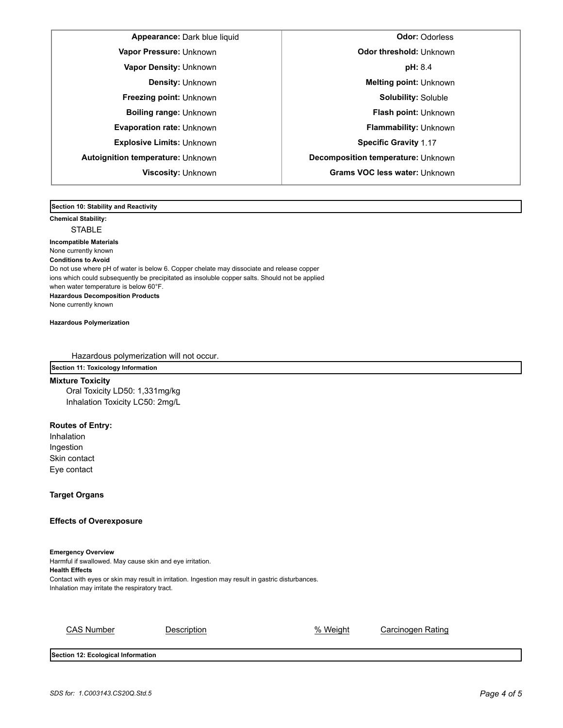| Property | Value | Property | Value |
| --- | --- | --- | --- |
| **Appearance:** | Dark blue liquid | **Odor:** | Odorless |
| **Vapor Pressure:** | Unknown | **Odor threshold:** | Unknown |
| **Vapor Density:** | Unknown | **pH:** | 8.4 |
| **Density:** | Unknown | **Melting point:** | Unknown |
| **Freezing point:** | Unknown | **Solubility:** | Soluble |
| **Boiling range:** | Unknown | **Flash point:** | Unknown |
| **Evaporation rate:** | Unknown | **Flammability:** | Unknown |
| **Explosive Limits:** | Unknown | **Specific Gravity** | 1.17 |
| **Autoignition temperature:** | Unknown | **Decomposition temperature:** | Unknown |
| **Viscosity:** | Unknown | **Grams VOC less water:** | Unknown |

## Section 10: Stability and Reactivity

**Chemical Stability:**

STABLE

**Incompatible Materials**

None currently known

**Conditions to Avoid**

Do not use where pH of water is below 6. Copper chelate may dissociate and release copper ions which could subsequently be precipitated as insoluble copper salts. Should not be applied when water temperature is below 60°F.

**Hazardous Decomposition Products**

None currently known

**Hazardous Polymerization**

Hazardous polymerization will not occur.

## Section 11: Toxicology Information

**Mixture Toxicity**

Oral Toxicity LD50: 1,331mg/kg

Inhalation Toxicity LC50: 2mg/L

**Routes of Entry:**

Inhalation
Ingestion
Skin contact
Eye contact

**Target Organs**

**Effects of Overexposure**

**Emergency Overview**

Harmful if swallowed. May cause skin and eye irritation.

**Health Effects**

Contact with eyes or skin may result in irritation. Ingestion may result in gastric disturbances. Inhalation may irritate the respiratory tract.

| CAS Number | Description | % Weight | Carcinogen Rating |
| --- | --- | --- | --- |

## Section 12: Ecological Information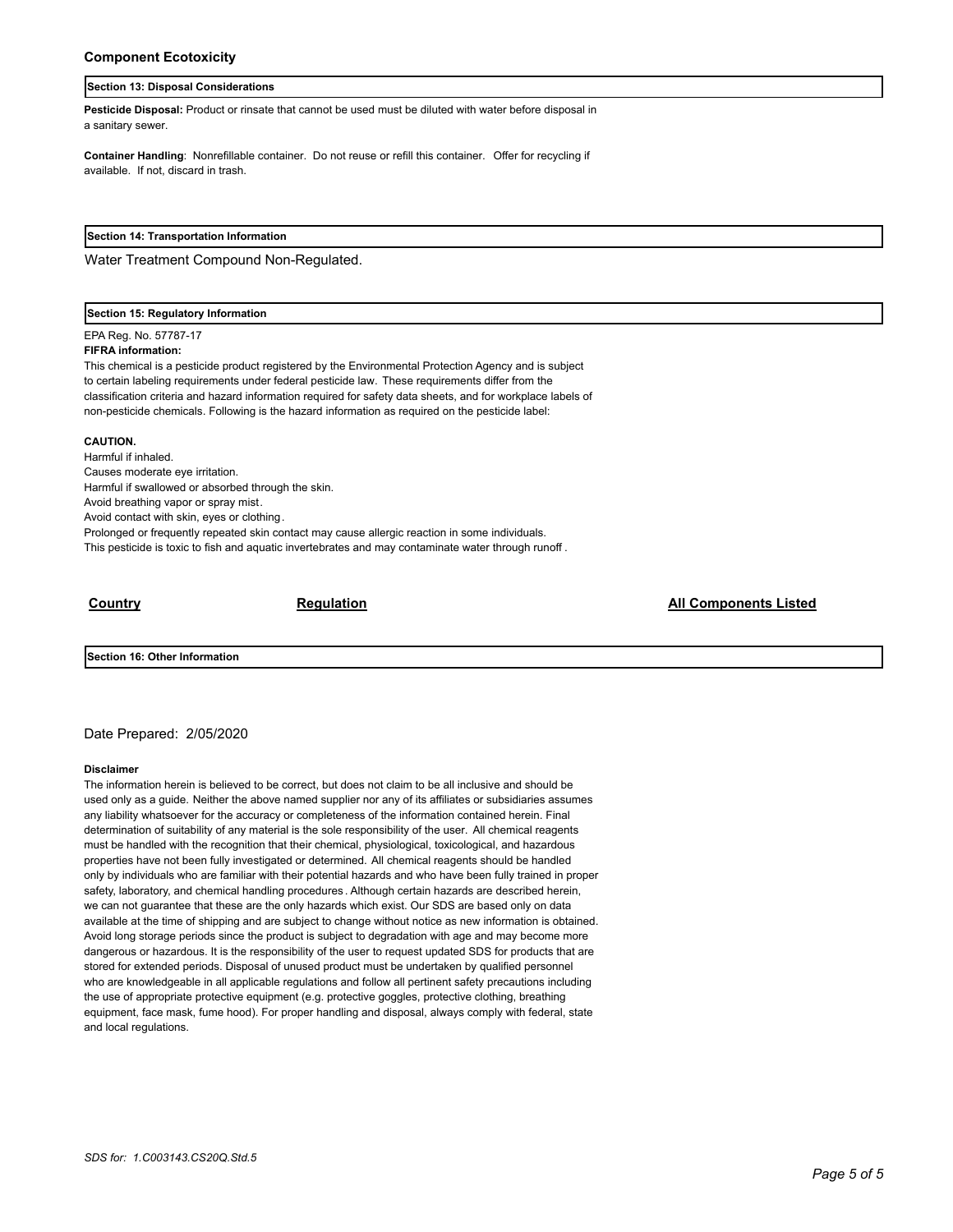### Component Ecotoxicity

## Section 13: Disposal Considerations

**Pesticide Disposal:** Product or rinsate that cannot be used must be diluted with water before disposal in a sanitary sewer.

**Container Handling**: Nonrefillable container. Do not reuse or refill this container. Offer for recycling if available. If not, discard in trash.

## Section 14: Transportation Information

Water Treatment Compound Non-Regulated.

## Section 15: Regulatory Information

EPA Reg. No. 57787-17

**FIFRA information:**

This chemical is a pesticide product registered by the Environmental Protection Agency and is subject to certain labeling requirements under federal pesticide law. These requirements differ from the classification criteria and hazard information required for safety data sheets, and for workplace labels of non-pesticide chemicals. Following is the hazard information as required on the pesticide label:

**CAUTION.**

Harmful if inhaled.
Causes moderate eye irritation.
Harmful if swallowed or absorbed through the skin.
Avoid breathing vapor or spray mist.
Avoid contact with skin, eyes or clothing.
Prolonged or frequently repeated skin contact may cause allergic reaction in some individuals.
This pesticide is toxic to fish and aquatic invertebrates and may contaminate water through runoff.

| Country | Regulation | All Components Listed |
|---|---|---|

## Section 16: Other Information

Date Prepared: 2/05/2020

**Disclaimer**

The information herein is believed to be correct, but does not claim to be all inclusive and should be used only as a guide. Neither the above named supplier nor any of its affiliates or subsidiaries assumes any liability whatsoever for the accuracy or completeness of the information contained herein. Final determination of suitability of any material is the sole responsibility of the user. All chemical reagents must be handled with the recognition that their chemical, physiological, toxicological, and hazardous properties have not been fully investigated or determined. All chemical reagents should be handled only by individuals who are familiar with their potential hazards and who have been fully trained in proper safety, laboratory, and chemical handling procedures. Although certain hazards are described herein, we can not guarantee that these are the only hazards which exist. Our SDS are based only on data available at the time of shipping and are subject to change without notice as new information is obtained. Avoid long storage periods since the product is subject to degradation with age and may become more dangerous or hazardous. It is the responsibility of the user to request updated SDS for products that are stored for extended periods. Disposal of unused product must be undertaken by qualified personnel who are knowledgeable in all applicable regulations and follow all pertinent safety precautions including the use of appropriate protective equipment (e.g. protective goggles, protective clothing, breathing equipment, face mask, fume hood). For proper handling and disposal, always comply with federal, state and local regulations.